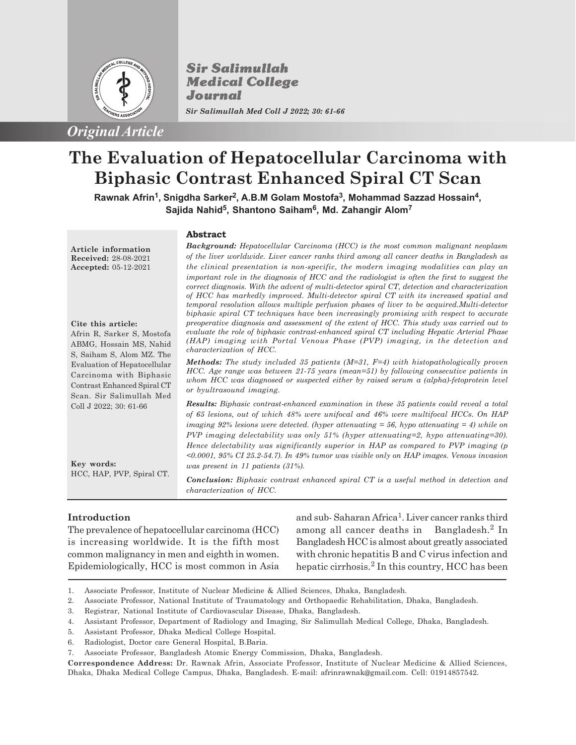# The Evaluation of Hepatocellular Carcinoma with Biphasic Contrast Enhanced Spiral CT Scan

**Rawnak Afrin[1], Snigdha Sarker[2], A.B.M Golam Mostofa[3], Mohammad Sazzad Hossain[4], Sajida Nahid[5], Shantono Saiham[6], Md. Zahangir Alom[7]**

*Original Article*

**Article information**
**Received:** 28-08-2021
**Accepted:** 05-12-2021

**Cite this article:**
Afrin R, Sarker S, Mostofa ABMG, Hossain MS, Nahid S, Saiham S, Alom MZ. The Evaluation of Hepatocellular Carcinoma with Biphasic Contrast Enhanced Spiral CT Scan. Sir Salimullah Med Coll J 2022; 30: 61-66

**Key words:**
HCC, HAP, PVP, Spiral CT.

## Abstract

***Background:*** *Hepatocellular Carcinoma (HCC) is the most common malignant neoplasm of the liver worldwide. Liver cancer ranks third among all cancer deaths in Bangladesh as the clinical presentation is non-specific, the modern imaging modalities can play an important role in the diagnosis of HCC and the radiologist is often the first to suggest the correct diagnosis. With the advent of multi-detector spiral CT, detection and characterization of HCC has markedly improved. Multi-detector spiral CT with its increased spatial and temporal resolution allows multiple perfusion phases of liver to be acquired.Multi-detector biphasic spiral CT techniques have been increasingly promising with respect to accurate preoperative diagnosis and assessment of the extent of HCC. This study was carried out to evaluate the role of biphasic contrast-enhanced spiral CT including Hepatic Arterial Phase (HAP) imaging with Portal Venous Phase (PVP) imaging, in the detection and characterization of HCC.*

***Methods:*** *The study included 35 patients (M=31, F=4) with histopathologically proven HCC. Age range was between 21-75 years (mean=51) by following consecutive patients in whom HCC was diagnosed or suspected either by raised serum a (alpha)-fetoprotein level or byultrasound imaging.*

***Results:*** *Biphasic contrast-enhanced examination in these 35 patients could reveal a total of 65 lesions, out of which 48% were unifocal and 46% were multifocal HCCs. On HAP imaging 92% lesions were detected. (hyper attenuating = 56, hypo attenuating = 4) while on PVP imaging delectability was only 51% (hyper attenuating=2, hypo attenuating=30). Hence delectability was significantly superior in HAP as compared to PVP imaging (p <0.0001, 95% CI 25.2-54.7). In 49% tumor was visible only on HAP images. Venous invasion was present in 11 patients (31%).*

***Conclusion:*** *Biphasic contrast enhanced spiral CT is a useful method in detection and characterization of HCC.*

## Introduction

The prevalence of hepatocellular carcinoma (HCC) is increasing worldwide. It is the fifth most common malignancy in men and eighth in women. Epidemiologically, HCC is most common in Asia and sub- Saharan Africa[1]. Liver cancer ranks third among all cancer deaths in Bangladesh.[2] In Bangladesh HCC is almost about greatly associated with chronic hepatitis B and C virus infection and hepatic cirrhosis.[2] In this country, HCC has been

1. Associate Professor, Institute of Nuclear Medicine & Allied Sciences, Dhaka, Bangladesh.
2. Associate Professor, National Institute of Traumatology and Orthopaedic Rehabilitation, Dhaka, Bangladesh.
3. Registrar, National Institute of Cardiovascular Disease, Dhaka, Bangladesh.
4. Assistant Professor, Department of Radiology and Imaging, Sir Salimullah Medical College, Dhaka, Bangladesh.
5. Assistant Professor, Dhaka Medical College Hospital.
6. Radiologist, Doctor care General Hospital, B.Baria.
7. Associate Professor, Bangladesh Atomic Energy Commission, Dhaka, Bangladesh.

**Correspondence Address:** Dr. Rawnak Afrin, Associate Professor, Institute of Nuclear Medicine & Allied Sciences, Dhaka, Dhaka Medical College Campus, Dhaka, Bangladesh. E-mail: afrinrawnak@gmail.com. Cell: 01914857542.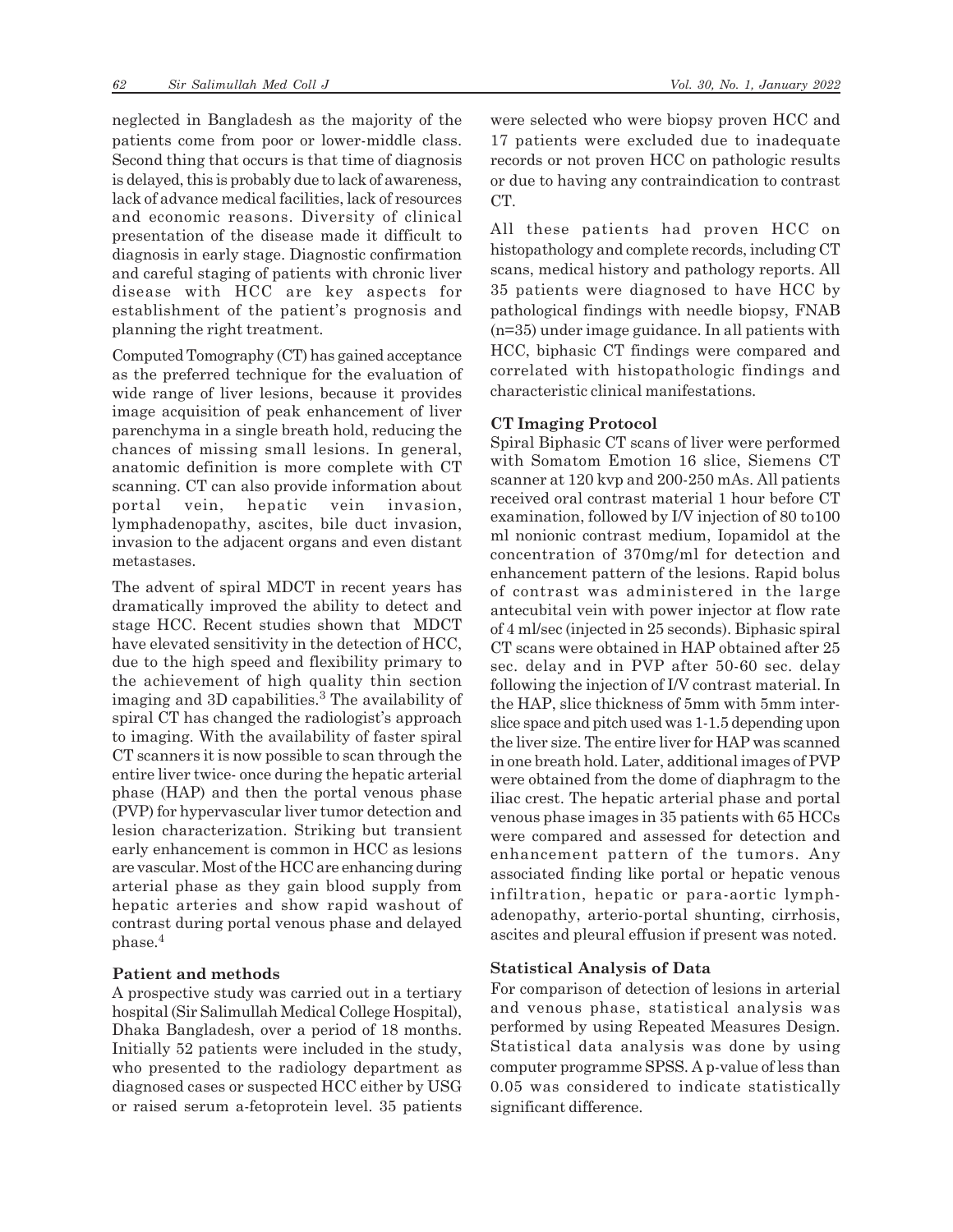neglected in Bangladesh as the majority of the patients come from poor or lower-middle class. Second thing that occurs is that time of diagnosis is delayed, this is probably due to lack of awareness, lack of advance medical facilities, lack of resources and economic reasons. Diversity of clinical presentation of the disease made it difficult to diagnosis in early stage. Diagnostic confirmation and careful staging of patients with chronic liver disease with HCC are key aspects for establishment of the patient's prognosis and planning the right treatment.

Computed Tomography (CT) has gained acceptance as the preferred technique for the evaluation of wide range of liver lesions, because it provides image acquisition of peak enhancement of liver parenchyma in a single breath hold, reducing the chances of missing small lesions. In general, anatomic definition is more complete with CT scanning. CT can also provide information about portal vein, hepatic vein invasion, lymphadenopathy, ascites, bile duct invasion, invasion to the adjacent organs and even distant metastases.

The advent of spiral MDCT in recent years has dramatically improved the ability to detect and stage HCC. Recent studies shown that MDCT have elevated sensitivity in the detection of HCC, due to the high speed and flexibility primary to the achievement of high quality thin section imaging and 3D capabilities.[3] The availability of spiral CT has changed the radiologist's approach to imaging. With the availability of faster spiral CT scanners it is now possible to scan through the entire liver twice- once during the hepatic arterial phase (HAP) and then the portal venous phase (PVP) for hypervascular liver tumor detection and lesion characterization. Striking but transient early enhancement is common in HCC as lesions are vascular. Most of the HCC are enhancing during arterial phase as they gain blood supply from hepatic arteries and show rapid washout of contrast during portal venous phase and delayed phase.[4]

## Patient and methods

A prospective study was carried out in a tertiary hospital (Sir Salimullah Medical College Hospital), Dhaka Bangladesh, over a period of 18 months. Initially 52 patients were included in the study, who presented to the radiology department as diagnosed cases or suspected HCC either by USG or raised serum a-fetoprotein level. 35 patients were selected who were biopsy proven HCC and 17 patients were excluded due to inadequate records or not proven HCC on pathologic results or due to having any contraindication to contrast CT.

All these patients had proven HCC on histopathology and complete records, including CT scans, medical history and pathology reports. All 35 patients were diagnosed to have HCC by pathological findings with needle biopsy, FNAB (n=35) under image guidance. In all patients with HCC, biphasic CT findings were compared and correlated with histopathologic findings and characteristic clinical manifestations.

### CT Imaging Protocol

Spiral Biphasic CT scans of liver were performed with Somatom Emotion 16 slice, Siemens CT scanner at 120 kvp and 200-250 mAs. All patients received oral contrast material 1 hour before CT examination, followed by I/V injection of 80 to100 ml nonionic contrast medium, Iopamidol at the concentration of 370mg/ml for detection and enhancement pattern of the lesions. Rapid bolus of contrast was administered in the large antecubital vein with power injector at flow rate of 4 ml/sec (injected in 25 seconds). Biphasic spiral CT scans were obtained in HAP obtained after 25 sec. delay and in PVP after 50-60 sec. delay following the injection of I/V contrast material. In the HAP, slice thickness of 5mm with 5mm inter-slice space and pitch used was 1-1.5 depending upon the liver size. The entire liver for HAP was scanned in one breath hold. Later, additional images of PVP were obtained from the dome of diaphragm to the iliac crest. The hepatic arterial phase and portal venous phase images in 35 patients with 65 HCCs were compared and assessed for detection and enhancement pattern of the tumors. Any associated finding like portal or hepatic venous infiltration, hepatic or para-aortic lymph-adenopathy, arterio-portal shunting, cirrhosis, ascites and pleural effusion if present was noted.

### Statistical Analysis of Data

For comparison of detection of lesions in arterial and venous phase, statistical analysis was performed by using Repeated Measures Design. Statistical data analysis was done by using computer programme SPSS. A p-value of less than 0.05 was considered to indicate statistically significant difference.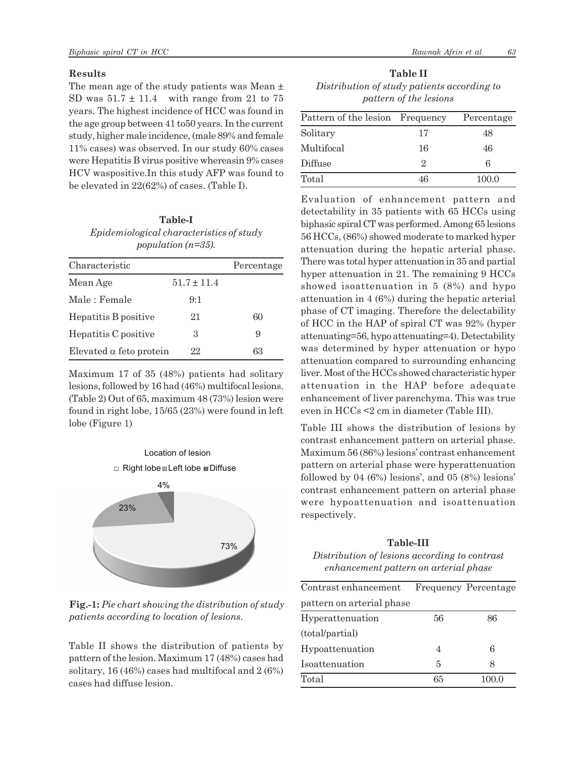### Results

The mean age of the study patients was Mean ± SD was 51.7 ± 11.4 with range from 21 to 75 years. The highest incidence of HCC was found in the age group between 41 to50 years. In the current study, higher male incidence, (male 89% and female 11% cases) was observed. In our study 60% cases were Hepatitis B virus positive whereasin 9% cases HCV waspositive.In this study AFP was found to be elevated in 22(62%) of cases. (Table I).

**Table-I**

*Epidemiological characteristics of study population (n=35).*

| Characteristic | | Percentage |
|---|---|---|
| Mean Age | 51.7 ± 11.4 | |
| Male : Female | 9:1 | |
| Hepatitis B positive | 21 | 60 |
| Hepatitis C positive | 3 | 9 |
| Elevated α feto protein | 22 | 63 |

Maximum 17 of 35 (48%) patients had solitary lesions, followed by 16 had (46%) multifocal lesions. (Table 2) Out of 65, maximum 48 (73%) lesion were found in right lobe, 15/65 (23%) were found in left lobe (Figure 1)

Location of lesion

□ Right lobe ■ Left lobe ■ Diffuse

4%

23%

73%

**Fig.-1:** *Pie chart showing the distribution of study patients according to location of lesions.*

Table II shows the distribution of patients by pattern of the lesion. Maximum 17 (48%) cases had solitary, 16 (46%) cases had multifocal and 2 (6%) cases had diffuse lesion.

**Table II**

*Distribution of study patients according to pattern of the lesions*

| Pattern of the lesion | Frequency | Percentage |
|---|---|---|
| Solitary | 17 | 48 |
| Multifocal | 16 | 46 |
| Diffuse | 2 | 6 |
| Total | 46 | 100.0 |

Evaluation of enhancement pattern and detectability in 35 patients with 65 HCCs using biphasic spiral CT was performed. Among 65 lesions 56 HCCs, (86%) showed moderate to marked hyper attenuation during the hepatic arterial phase. There was total hyper attenuation in 35 and partial hyper attenuation in 21. The remaining 9 HCCs showed isoattenuation in 5 (8%) and hypo attenuation in 4 (6%) during the hepatic arterial phase of CT imaging. Therefore the delectability of HCC in the HAP of spiral CT was 92% (hyper attenuating=56, hypo attenuating=4). Detectability was determined by hyper attenuation or hypo attenuation compared to surrounding enhancing liver. Most of the HCCs showed characteristic hyper attenuation in the HAP before adequate enhancement of liver parenchyma. This was true even in HCCs <2 cm in diameter (Table III).

Table III shows the distribution of lesions by contrast enhancement pattern on arterial phase. Maximum 56 (86%) lesions' contrast enhancement pattern on arterial phase were hyperattenuation followed by 04 (6%) lesions', and 05 (8%) lesions' contrast enhancement pattern on arterial phase were hypoattenuation and isoattenuation respectively.

**Table-III**

*Distribution of lesions according to contrast enhancement pattern on arterial phase*

| Contrast enhancement pattern on arterial phase | Frequency | Percentage |
|---|---|---|
| Hyperattenuation (total/partial) | 56 | 86 |
| Hypoattenuation | 4 | 6 |
| Isoattenuation | 5 | 8 |
| Total | 65 | 100.0 |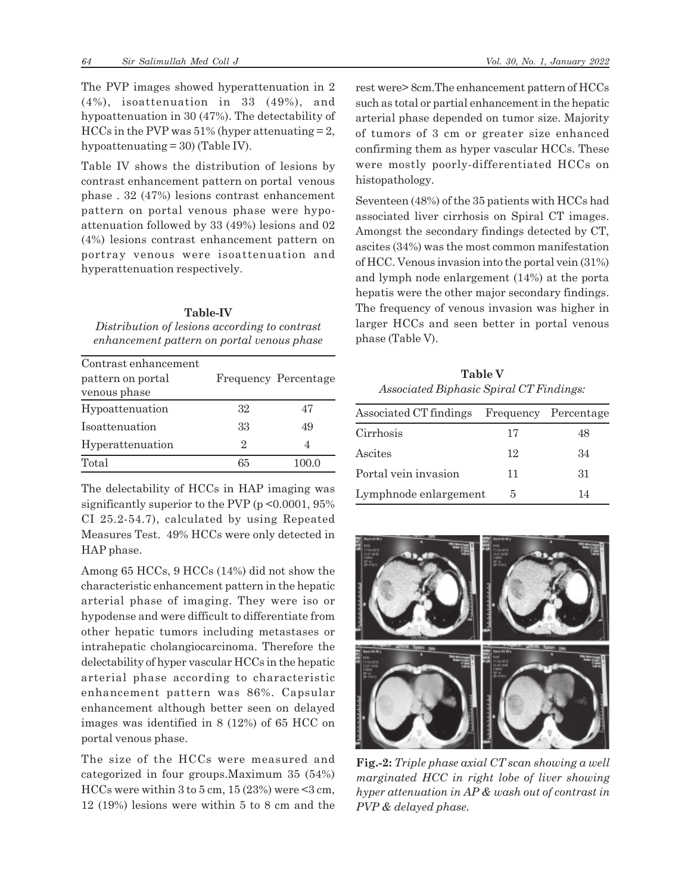The PVP images showed hyperattenuation in 2 (4%), isoattenuation in 33 (49%), and hypoattenuation in 30 (47%). The detectability of HCCs in the PVP was 51% (hyper attenuating = 2, hypoattenuating = 30) (Table IV).

Table IV shows the distribution of lesions by contrast enhancement pattern on portal venous phase . 32 (47%) lesions contrast enhancement pattern on portal venous phase were hypo-attenuation followed by 33 (49%) lesions and 02 (4%) lesions contrast enhancement pattern on portray venous were isoattenuation and hyperattenuation respectively.

**Table-IV**

*Distribution of lesions according to contrast enhancement pattern on portal venous phase*

| Contrast enhancement pattern on portal venous phase | Frequency | Percentage |
|---|---|---|
| Hypoattenuation | 32 | 47 |
| Isoattenuation | 33 | 49 |
| Hyperattenuation | 2 | 4 |
| Total | 65 | 100.0 |

The delectability of HCCs in HAP imaging was significantly superior to the PVP ($p < 0.0001$, 95% CI 25.2-54.7), calculated by using Repeated Measures Test. 49% HCCs were only detected in HAP phase.

Among 65 HCCs, 9 HCCs (14%) did not show the characteristic enhancement pattern in the hepatic arterial phase of imaging. They were iso or hypodense and were difficult to differentiate from other hepatic tumors including metastases or intrahepatic cholangiocarcinoma. Therefore the delectability of hyper vascular HCCs in the hepatic arterial phase according to characteristic enhancement pattern was 86%. Capsular enhancement although better seen on delayed images was identified in 8 (12%) of 65 HCC on portal venous phase.

The size of the HCCs were measured and categorized in four groups.Maximum 35 (54%) HCCs were within 3 to 5 cm, 15 (23%) were <3 cm, 12 (19%) lesions were within 5 to 8 cm and the rest were> 8cm.The enhancement pattern of HCCs such as total or partial enhancement in the hepatic arterial phase depended on tumor size. Majority of tumors of 3 cm or greater size enhanced confirming them as hyper vascular HCCs. These were mostly poorly-differentiated HCCs on histopathology.

Seventeen (48%) of the 35 patients with HCCs had associated liver cirrhosis on Spiral CT images. Amongst the secondary findings detected by CT, ascites (34%) was the most common manifestation of HCC. Venous invasion into the portal vein (31%) and lymph node enlargement (14%) at the porta hepatis were the other major secondary findings. The frequency of venous invasion was higher in larger HCCs and seen better in portal venous phase (Table V).

**Table V**

*Associated Biphasic Spiral CT Findings:*

| Associated CT findings | Frequency | Percentage |
|---|---|---|
| Cirrhosis | 17 | 48 |
| Ascites | 12 | 34 |
| Portal vein invasion | 11 | 31 |
| Lymphnode enlargement | 5 | 14 |

**Fig.-2:** *Triple phase axial CT scan showing a well marginated HCC in right lobe of liver showing hyper attenuation in AP & wash out of contrast in PVP & delayed phase.*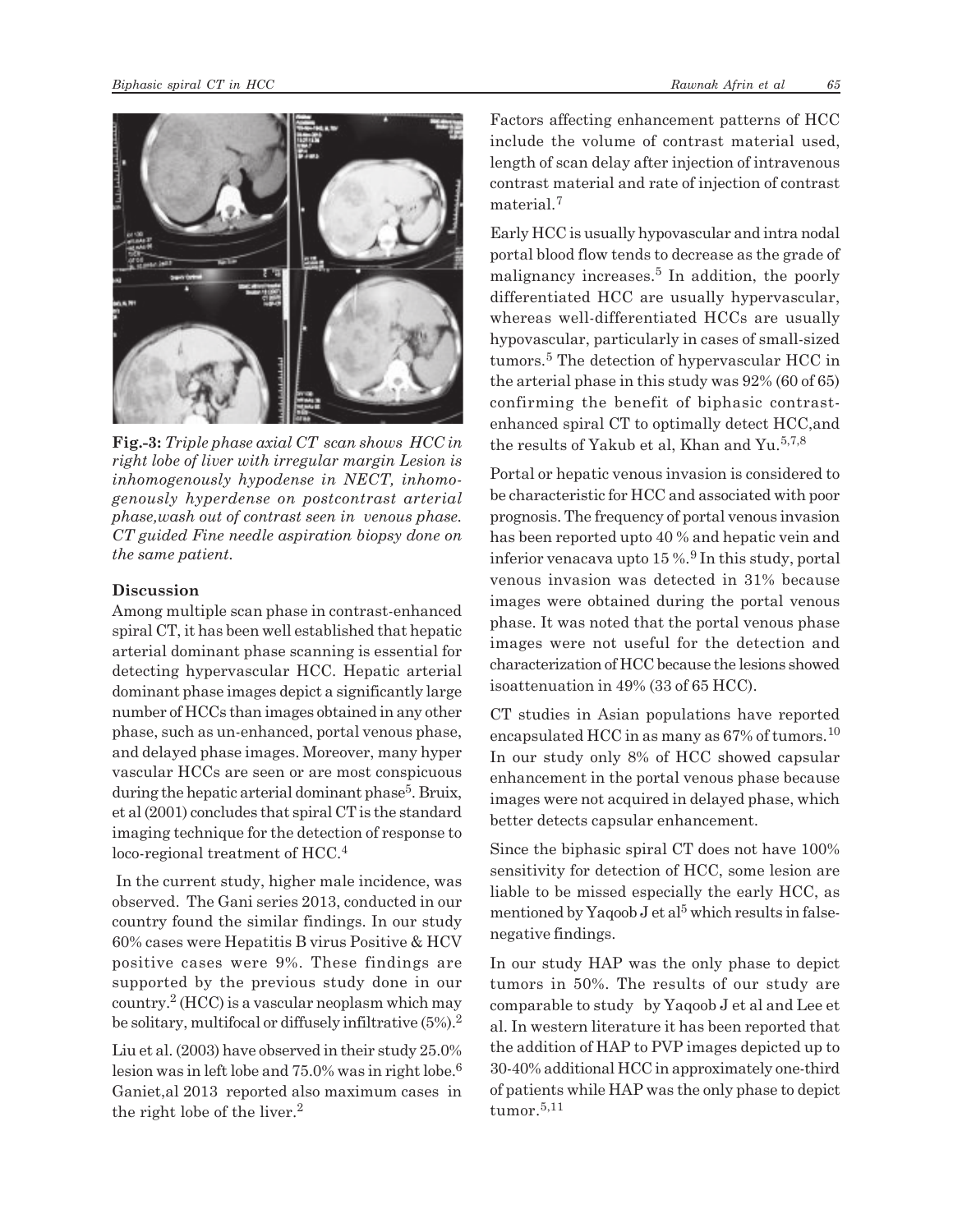**Fig.-3:** *Triple phase axial CT scan shows HCC in right lobe of liver with irregular margin Lesion is inhomogenously hypodense in NECT, inhomogenously hyperdense on postcontrast arterial phase,wash out of contrast seen in venous phase. CT guided Fine needle aspiration biopsy done on the same patient.*

## Discussion

Among multiple scan phase in contrast-enhanced spiral CT, it has been well established that hepatic arterial dominant phase scanning is essential for detecting hypervascular HCC. Hepatic arterial dominant phase images depict a significantly large number of HCCs than images obtained in any other phase, such as un-enhanced, portal venous phase, and delayed phase images. Moreover, many hyper vascular HCCs are seen or are most conspicuous during the hepatic arterial dominant phase[5]. Bruix, et al (2001) concludes that spiral CT is the standard imaging technique for the detection of response to loco-regional treatment of HCC.[4]

In the current study, higher male incidence, was observed. The Gani series 2013, conducted in our country found the similar findings. In our study 60% cases were Hepatitis B virus Positive & HCV positive cases were 9%. These findings are supported by the previous study done in our country.[2] (HCC) is a vascular neoplasm which may be solitary, multifocal or diffusely infiltrative (5%).[2]

Liu et al. (2003) have observed in their study 25.0% lesion was in left lobe and 75.0% was in right lobe.[6] Ganiet,al 2013 reported also maximum cases in the right lobe of the liver.[2]

Factors affecting enhancement patterns of HCC include the volume of contrast material used, length of scan delay after injection of intravenous contrast material and rate of injection of contrast material.[7]

Early HCC is usually hypovascular and intra nodal portal blood flow tends to decrease as the grade of malignancy increases.[5] In addition, the poorly differentiated HCC are usually hypervascular, whereas well-differentiated HCCs are usually hypovascular, particularly in cases of small-sized tumors.[5] The detection of hypervascular HCC in the arterial phase in this study was 92% (60 of 65) confirming the benefit of biphasic contrast-enhanced spiral CT to optimally detect HCC,and the results of Yakub et al, Khan and Yu.[5,7,8]

Portal or hepatic venous invasion is considered to be characteristic for HCC and associated with poor prognosis. The frequency of portal venous invasion has been reported upto 40 % and hepatic vein and inferior venacava upto 15 %.[9] In this study, portal venous invasion was detected in 31% because images were obtained during the portal venous phase. It was noted that the portal venous phase images were not useful for the detection and characterization of HCC because the lesions showed isoattenuation in 49% (33 of 65 HCC).

CT studies in Asian populations have reported encapsulated HCC in as many as 67% of tumors.[10] In our study only 8% of HCC showed capsular enhancement in the portal venous phase because images were not acquired in delayed phase, which better detects capsular enhancement.

Since the biphasic spiral CT does not have 100% sensitivity for detection of HCC, some lesion are liable to be missed especially the early HCC, as mentioned by Yaqoob J et al[5] which results in false-negative findings.

In our study HAP was the only phase to depict tumors in 50%. The results of our study are comparable to study by Yaqoob J et al and Lee et al. In western literature it has been reported that the addition of HAP to PVP images depicted up to 30-40% additional HCC in approximately one-third of patients while HAP was the only phase to depict tumor.[5,11]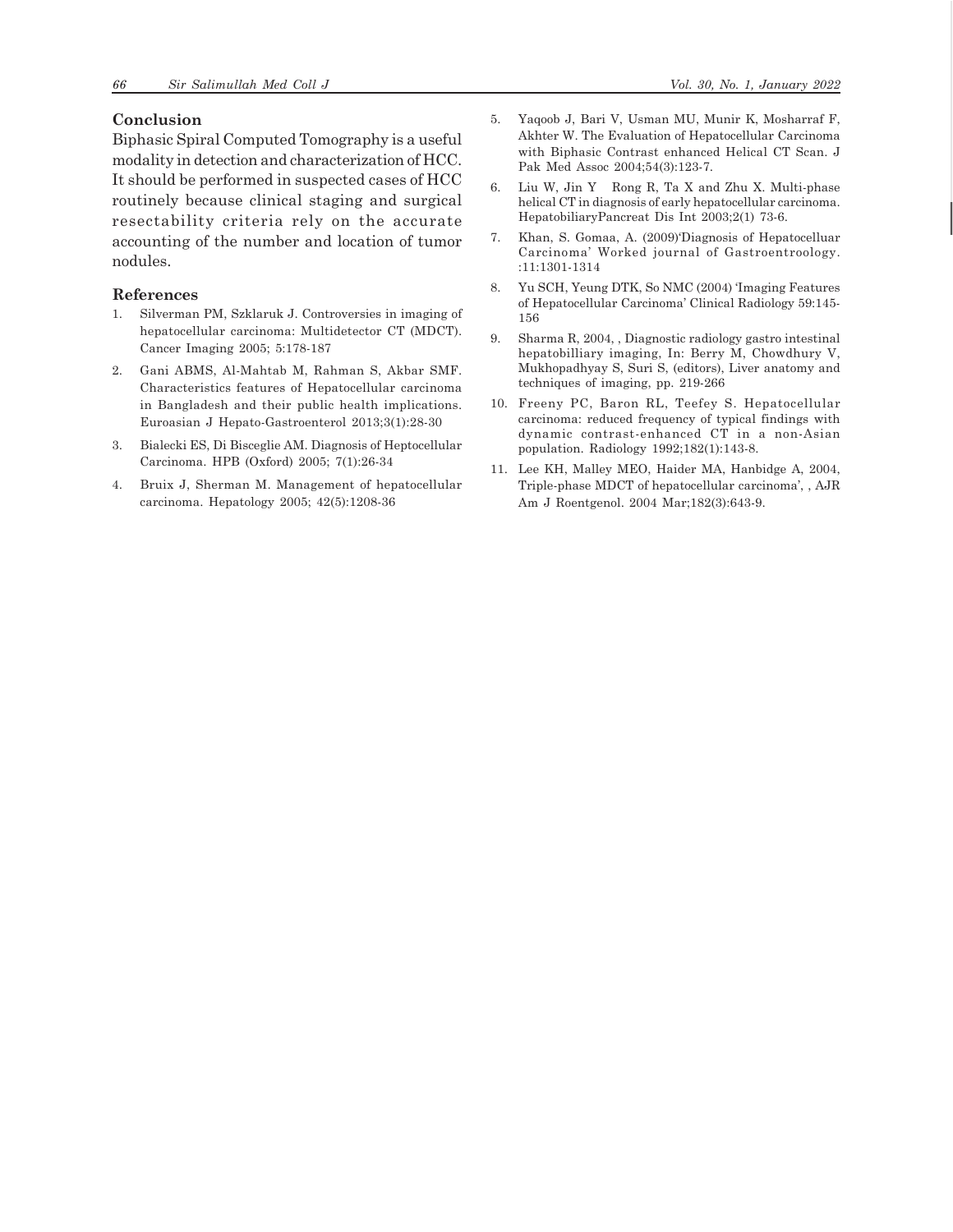## Conclusion

Biphasic Spiral Computed Tomography is a useful modality in detection and characterization of HCC. It should be performed in suspected cases of HCC routinely because clinical staging and surgical resectability criteria rely on the accurate accounting of the number and location of tumor nodules.

## References

1. Silverman PM, Szklaruk J. Controversies in imaging of hepatocellular carcinoma: Multidetector CT (MDCT). Cancer Imaging 2005; 5:178-187
2. Gani ABMS, Al-Mahtab M, Rahman S, Akbar SMF. Characteristics features of Hepatocellular carcinoma in Bangladesh and their public health implications. Euroasian J Hepato-Gastroenterol 2013;3(1):28-30
3. Bialecki ES, Di Bisceglie AM. Diagnosis of Heptocellular Carcinoma. HPB (Oxford) 2005; 7(1):26-34
4. Bruix J, Sherman M. Management of hepatocellular carcinoma. Hepatology 2005; 42(5):1208-36
5. Yaqoob J, Bari V, Usman MU, Munir K, Mosharraf F, Akhter W. The Evaluation of Hepatocellular Carcinoma with Biphasic Contrast enhanced Helical CT Scan. J Pak Med Assoc 2004;54(3):123-7.
6. Liu W, Jin Y Rong R, Ta X and Zhu X. Multi-phase helical CT in diagnosis of early hepatocellular carcinoma. HepatobiliaryPancreat Dis Int 2003;2(1) 73-6.
7. Khan, S. Gomaa, A. (2009)'Diagnosis of Hepatocelluar Carcinoma' Worked journal of Gastroentroology. :11:1301-1314
8. Yu SCH, Yeung DTK, So NMC (2004) 'Imaging Features of Hepatocellular Carcinoma' Clinical Radiology 59:145-156
9. Sharma R, 2004, , Diagnostic radiology gastro intestinal hepatobilliary imaging, In: Berry M, Chowdhury V, Mukhopadhyay S, Suri S, (editors), Liver anatomy and techniques of imaging, pp. 219-266
10. Freeny PC, Baron RL, Teefey S. Hepatocellular carcinoma: reduced frequency of typical findings with dynamic contrast-enhanced CT in a non-Asian population. Radiology 1992;182(1):143-8.
11. Lee KH, Malley MEO, Haider MA, Hanbidge A, 2004, Triple-phase MDCT of hepatocellular carcinoma', , AJR Am J Roentgenol. 2004 Mar;182(3):643-9.